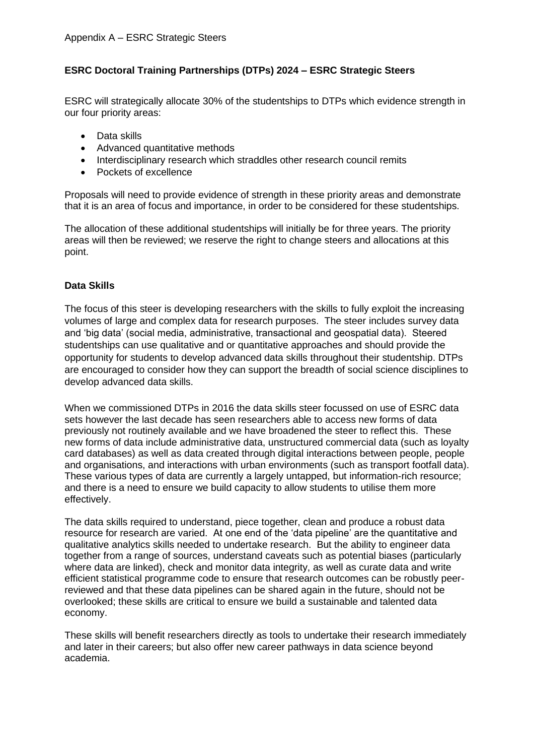Appendix A – ESRC Strategic Steers

# ESRC Doctoral Training Partnerships (DTPs) 2024 – ESRC Strategic Steers

ESRC will strategically allocate 30% of the studentships to DTPs which evidence strength in our four priority areas:

- Data skills
- Advanced quantitative methods
- Interdisciplinary research which straddles other research council remits
- Pockets of excellence

Proposals will need to provide evidence of strength in these priority areas and demonstrate that it is an area of focus and importance, in order to be considered for these studentships.

The allocation of these additional studentships will initially be for three years. The priority areas will then be reviewed; we reserve the right to change steers and allocations at this point.

## Data Skills

The focus of this steer is developing researchers with the skills to fully exploit the increasing volumes of large and complex data for research purposes. The steer includes survey data and 'big data' (social media, administrative, transactional and geospatial data). Steered studentships can use qualitative and or quantitative approaches and should provide the opportunity for students to develop advanced data skills throughout their studentship. DTPs are encouraged to consider how they can support the breadth of social science disciplines to develop advanced data skills.

When we commissioned DTPs in 2016 the data skills steer focussed on use of ESRC data sets however the last decade has seen researchers able to access new forms of data previously not routinely available and we have broadened the steer to reflect this. These new forms of data include administrative data, unstructured commercial data (such as loyalty card databases) as well as data created through digital interactions between people, people and organisations, and interactions with urban environments (such as transport footfall data). These various types of data are currently a largely untapped, but information-rich resource; and there is a need to ensure we build capacity to allow students to utilise them more effectively.

The data skills required to understand, piece together, clean and produce a robust data resource for research are varied. At one end of the 'data pipeline' are the quantitative and qualitative analytics skills needed to undertake research. But the ability to engineer data together from a range of sources, understand caveats such as potential biases (particularly where data are linked), check and monitor data integrity, as well as curate data and write efficient statistical programme code to ensure that research outcomes can be robustly peer-reviewed and that these data pipelines can be shared again in the future, should not be overlooked; these skills are critical to ensure we build a sustainable and talented data economy.

These skills will benefit researchers directly as tools to undertake their research immediately and later in their careers; but also offer new career pathways in data science beyond academia.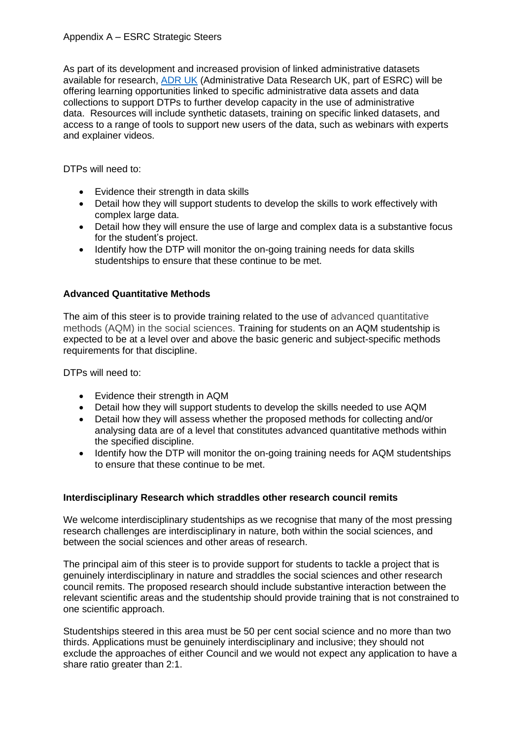Appendix A – ESRC Strategic Steers

As part of its development and increased provision of linked administrative datasets available for research, ADR UK (Administrative Data Research UK, part of ESRC) will be offering learning opportunities linked to specific administrative data assets and data collections to support DTPs to further develop capacity in the use of administrative data. Resources will include synthetic datasets, training on specific linked datasets, and access to a range of tools to support new users of the data, such as webinars with experts and explainer videos.

DTPs will need to:

- Evidence their strength in data skills
- Detail how they will support students to develop the skills to work effectively with complex large data.
- Detail how they will ensure the use of large and complex data is a substantive focus for the student's project.
- Identify how the DTP will monitor the on-going training needs for data skills studentships to ensure that these continue to be met.

**Advanced Quantitative Methods**

The aim of this steer is to provide training related to the use of advanced quantitative methods (AQM) in the social sciences. Training for students on an AQM studentship is expected to be at a level over and above the basic generic and subject-specific methods requirements for that discipline.

DTPs will need to:

- Evidence their strength in AQM
- Detail how they will support students to develop the skills needed to use AQM
- Detail how they will assess whether the proposed methods for collecting and/or analysing data are of a level that constitutes advanced quantitative methods within the specified discipline.
- Identify how the DTP will monitor the on-going training needs for AQM studentships to ensure that these continue to be met.

**Interdisciplinary Research which straddles other research council remits**

We welcome interdisciplinary studentships as we recognise that many of the most pressing research challenges are interdisciplinary in nature, both within the social sciences, and between the social sciences and other areas of research.

The principal aim of this steer is to provide support for students to tackle a project that is genuinely interdisciplinary in nature and straddles the social sciences and other research council remits. The proposed research should include substantive interaction between the relevant scientific areas and the studentship should provide training that is not constrained to one scientific approach.

Studentships steered in this area must be 50 per cent social science and no more than two thirds. Applications must be genuinely interdisciplinary and inclusive; they should not exclude the approaches of either Council and we would not expect any application to have a share ratio greater than 2:1.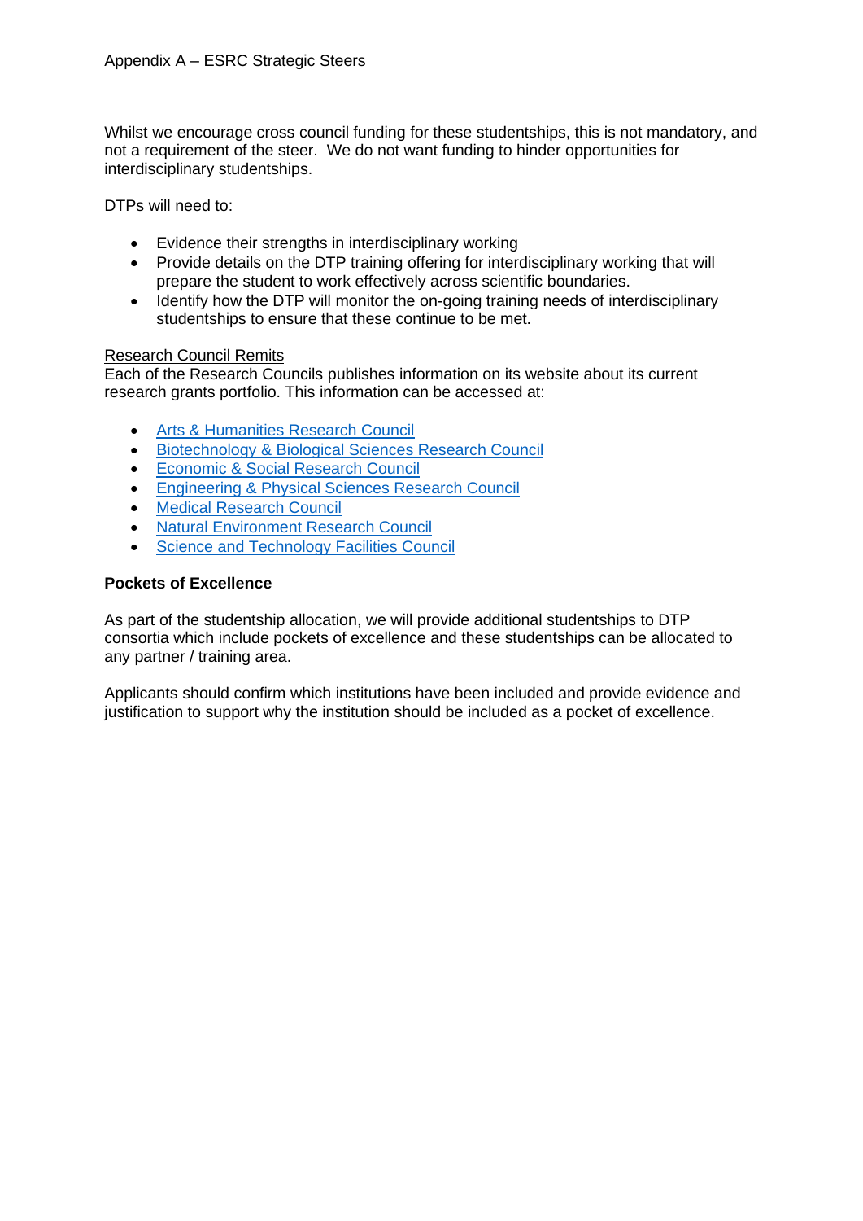Appendix A – ESRC Strategic Steers

Whilst we encourage cross council funding for these studentships, this is not mandatory, and not a requirement of the steer. We do not want funding to hinder opportunities for interdisciplinary studentships.

DTPs will need to:

- Evidence their strengths in interdisciplinary working
- Provide details on the DTP training offering for interdisciplinary working that will prepare the student to work effectively across scientific boundaries.
- Identify how the DTP will monitor the on-going training needs of interdisciplinary studentships to ensure that these continue to be met.

Research Council Remits

Each of the Research Councils publishes information on its website about its current research grants portfolio. This information can be accessed at:

- Arts & Humanities Research Council
- Biotechnology & Biological Sciences Research Council
- Economic & Social Research Council
- Engineering & Physical Sciences Research Council
- Medical Research Council
- Natural Environment Research Council
- Science and Technology Facilities Council

**Pockets of Excellence**

As part of the studentship allocation, we will provide additional studentships to DTP consortia which include pockets of excellence and these studentships can be allocated to any partner / training area.

Applicants should confirm which institutions have been included and provide evidence and justification to support why the institution should be included as a pocket of excellence.